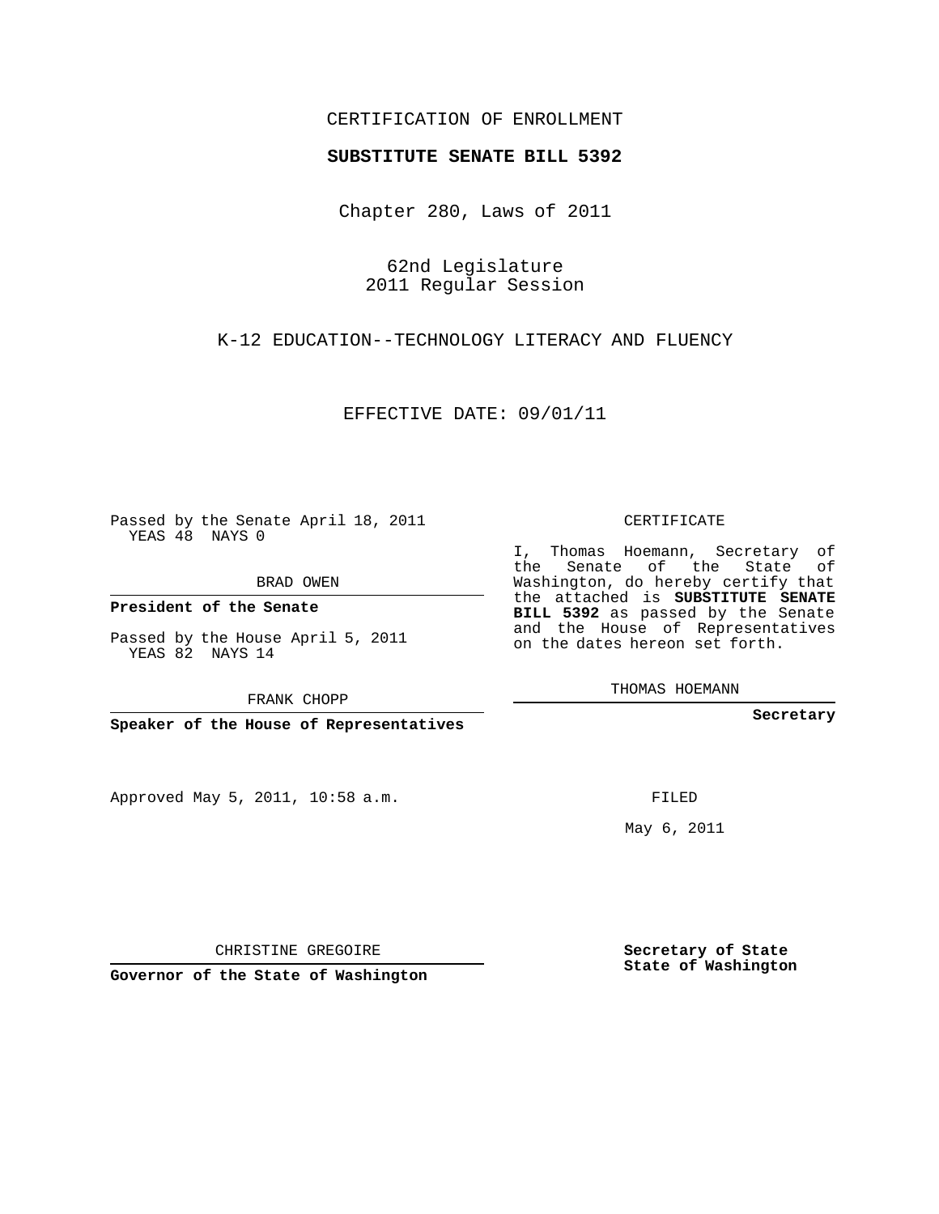CERTIFICATION OF ENROLLMENT

**SUBSTITUTE SENATE BILL 5392**

Chapter 280, Laws of 2011

62nd Legislature
2011 Regular Session

K-12 EDUCATION--TECHNOLOGY LITERACY AND FLUENCY

EFFECTIVE DATE: 09/01/11

Passed by the Senate April 18, 2011
YEAS 48 NAYS 0

BRAD OWEN

**President of the Senate**

Passed by the House April 5, 2011
YEAS 82 NAYS 14

FRANK CHOPP

**Speaker of the House of Representatives**

Approved May 5, 2011, 10:58 a.m.

CHRISTINE GREGOIRE

**Governor of the State of Washington**

CERTIFICATE

I, Thomas Hoemann, Secretary of the Senate of the State of Washington, do hereby certify that the attached is **SUBSTITUTE SENATE BILL 5392** as passed by the Senate and the House of Representatives on the dates hereon set forth.

THOMAS HOEMANN

**Secretary**

FILED

May 6, 2011

**Secretary of State**
**State of Washington**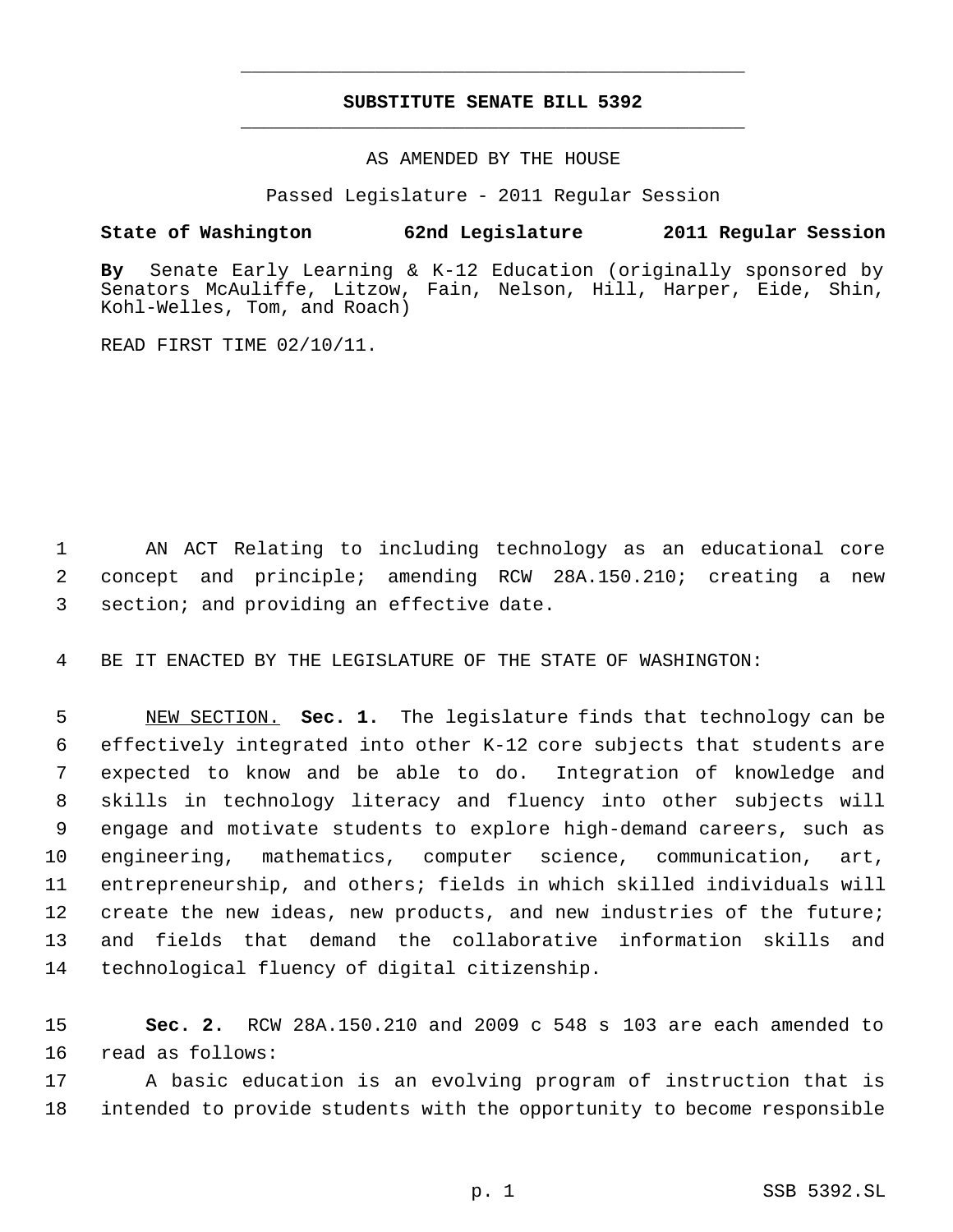**SUBSTITUTE SENATE BILL 5392**

AS AMENDED BY THE HOUSE

Passed Legislature - 2011 Regular Session

**State of Washington 62nd Legislature 2011 Regular Session**

**By** Senate Early Learning & K-12 Education (originally sponsored by Senators McAuliffe, Litzow, Fain, Nelson, Hill, Harper, Eide, Shin, Kohl-Welles, Tom, and Roach)

READ FIRST TIME 02/10/11.

1 AN ACT Relating to including technology as an educational core
2 concept and principle; amending RCW 28A.150.210; creating a new
3 section; and providing an effective date.

4 BE IT ENACTED BY THE LEGISLATURE OF THE STATE OF WASHINGTON:

5 NEW SECTION. **Sec. 1.** The legislature finds that technology can be
6 effectively integrated into other K-12 core subjects that students are
7 expected to know and be able to do. Integration of knowledge and
8 skills in technology literacy and fluency into other subjects will
9 engage and motivate students to explore high-demand careers, such as
10 engineering, mathematics, computer science, communication, art,
11 entrepreneurship, and others; fields in which skilled individuals will
12 create the new ideas, new products, and new industries of the future;
13 and fields that demand the collaborative information skills and
14 technological fluency of digital citizenship.

15 **Sec. 2.** RCW 28A.150.210 and 2009 c 548 s 103 are each amended to
16 read as follows:
17 A basic education is an evolving program of instruction that is
18 intended to provide students with the opportunity to become responsible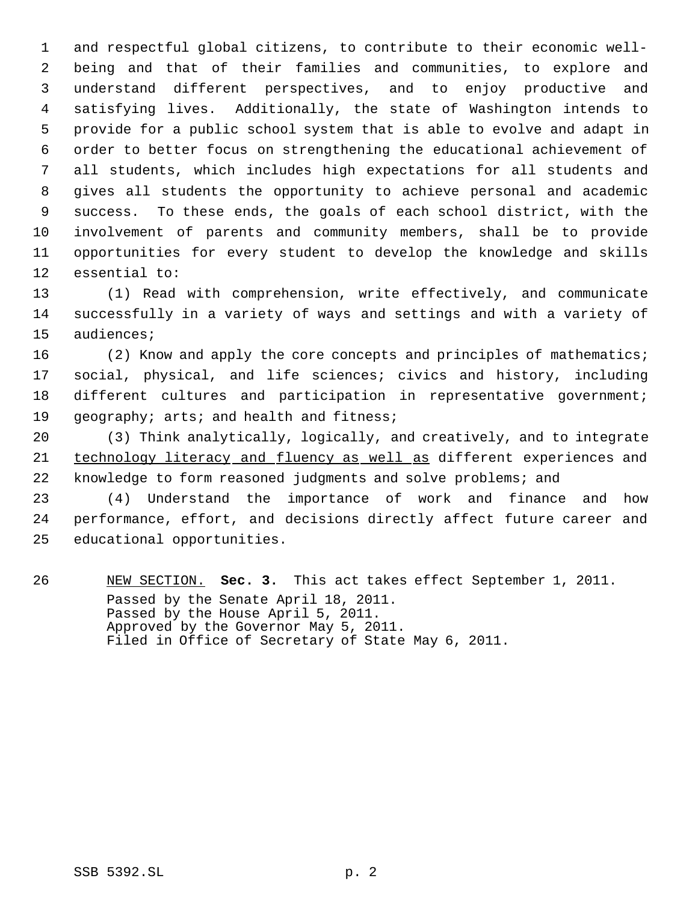and respectful global citizens, to contribute to their economic well-being and that of their families and communities, to explore and understand different perspectives, and to enjoy productive and satisfying lives. Additionally, the state of Washington intends to provide for a public school system that is able to evolve and adapt in order to better focus on strengthening the educational achievement of all students, which includes high expectations for all students and gives all students the opportunity to achieve personal and academic success. To these ends, the goals of each school district, with the involvement of parents and community members, shall be to provide opportunities for every student to develop the knowledge and skills essential to:

(1) Read with comprehension, write effectively, and communicate successfully in a variety of ways and settings and with a variety of audiences;

(2) Know and apply the core concepts and principles of mathematics; social, physical, and life sciences; civics and history, including different cultures and participation in representative government; geography; arts; and health and fitness;

(3) Think analytically, logically, and creatively, and to integrate <u>technology literacy and fluency as well as</u> different experiences and knowledge to form reasoned judgments and solve problems; and

(4) Understand the importance of work and finance and how performance, effort, and decisions directly affect future career and educational opportunities.

<u>NEW SECTION.</u> **Sec. 3.** This act takes effect September 1, 2011.

Passed by the Senate April 18, 2011.
Passed by the House April 5, 2011.
Approved by the Governor May 5, 2011.
Filed in Office of Secretary of State May 6, 2011.